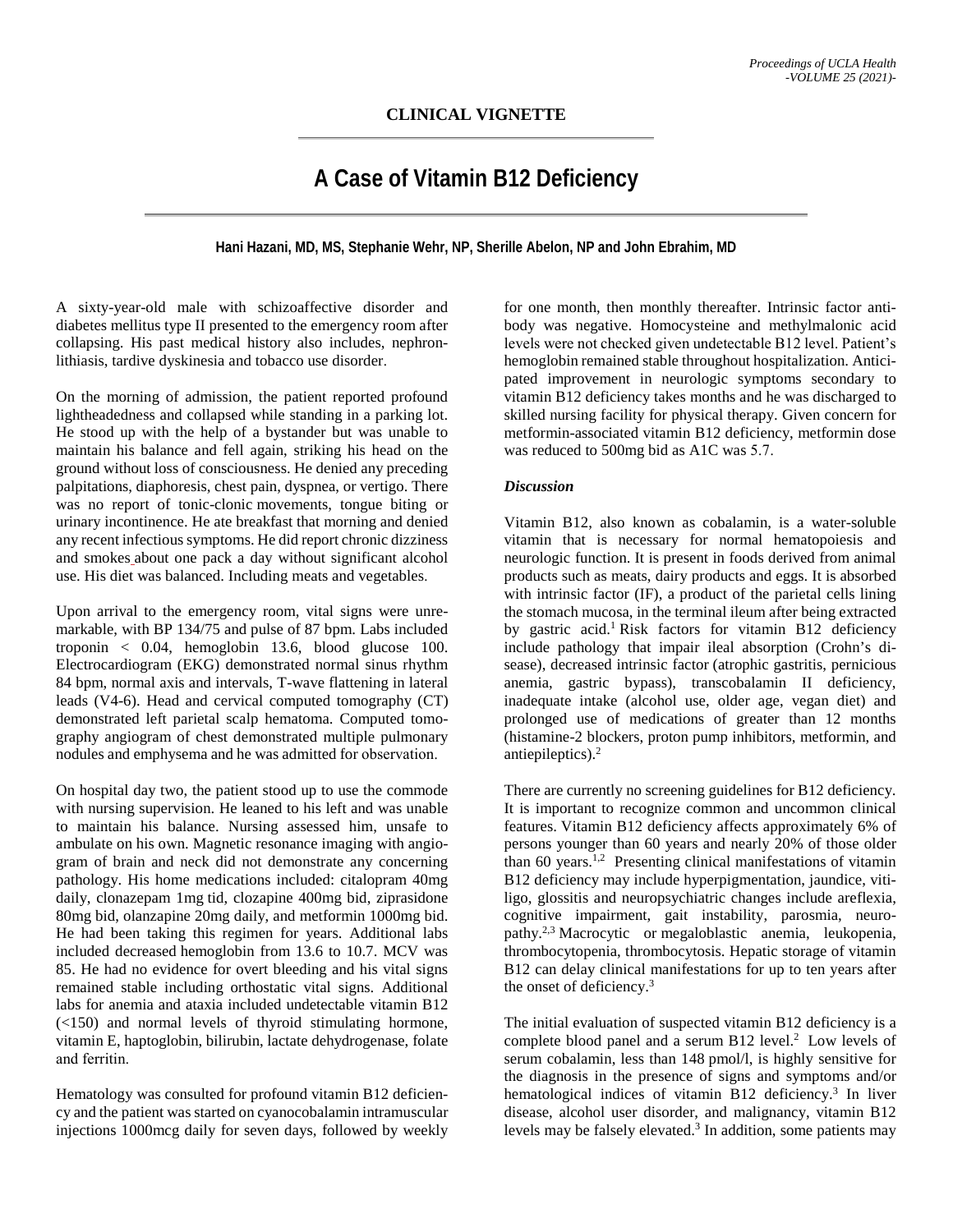**CLINICAL VIGNETTE**

# A Case of Vitamin B12 Deficiency

**Hani Hazani, MD, MS, Stephanie Wehr, NP, Sherille Abelon, NP and John Ebrahim, MD**

A sixty-year-old male with schizoaffective disorder and diabetes mellitus type II presented to the emergency room after collapsing. His past medical history also includes, nephronlithiasis, tardive dyskinesia and tobacco use disorder.

On the morning of admission, the patient reported profound lightheadedness and collapsed while standing in a parking lot. He stood up with the help of a bystander but was unable to maintain his balance and fell again, striking his head on the ground without loss of consciousness. He denied any preceding palpitations, diaphoresis, chest pain, dyspnea, or vertigo. There was no report of tonic-clonic movements, tongue biting or urinary incontinence. He ate breakfast that morning and denied any recent infectious symptoms. He did report chronic dizziness and smokes about one pack a day without significant alcohol use. His diet was balanced. Including meats and vegetables.

Upon arrival to the emergency room, vital signs were unremarkable, with BP 134/75 and pulse of 87 bpm. Labs included troponin < 0.04, hemoglobin 13.6, blood glucose 100. Electrocardiogram (EKG) demonstrated normal sinus rhythm 84 bpm, normal axis and intervals, T-wave flattening in lateral leads (V4-6). Head and cervical computed tomography (CT) demonstrated left parietal scalp hematoma. Computed tomography angiogram of chest demonstrated multiple pulmonary nodules and emphysema and he was admitted for observation.

On hospital day two, the patient stood up to use the commode with nursing supervision. He leaned to his left and was unable to maintain his balance. Nursing assessed him, unsafe to ambulate on his own. Magnetic resonance imaging with angiogram of brain and neck did not demonstrate any concerning pathology. His home medications included: citalopram 40mg daily, clonazepam 1mg tid, clozapine 400mg bid, ziprasidone 80mg bid, olanzapine 20mg daily, and metformin 1000mg bid. He had been taking this regimen for years. Additional labs included decreased hemoglobin from 13.6 to 10.7. MCV was 85. He had no evidence for overt bleeding and his vital signs remained stable including orthostatic vital signs. Additional labs for anemia and ataxia included undetectable vitamin B12 (<150) and normal levels of thyroid stimulating hormone, vitamin E, haptoglobin, bilirubin, lactate dehydrogenase, folate and ferritin.

Hematology was consulted for profound vitamin B12 deficiency and the patient was started on cyanocobalamin intramuscular injections 1000mcg daily for seven days, followed by weekly for one month, then monthly thereafter. Intrinsic factor antibody was negative. Homocysteine and methylmalonic acid levels were not checked given undetectable B12 level. Patient's hemoglobin remained stable throughout hospitalization. Anticipated improvement in neurologic symptoms secondary to vitamin B12 deficiency takes months and he was discharged to skilled nursing facility for physical therapy. Given concern for metformin-associated vitamin B12 deficiency, metformin dose was reduced to 500mg bid as A1C was 5.7.

### *Discussion*

Vitamin B12, also known as cobalamin, is a water-soluble vitamin that is necessary for normal hematopoiesis and neurologic function. It is present in foods derived from animal products such as meats, dairy products and eggs. It is absorbed with intrinsic factor (IF), a product of the parietal cells lining the stomach mucosa, in the terminal ileum after being extracted by gastric acid.[1] Risk factors for vitamin B12 deficiency include pathology that impair ileal absorption (Crohn's disease), decreased intrinsic factor (atrophic gastritis, pernicious anemia, gastric bypass), transcobalamin II deficiency, inadequate intake (alcohol use, older age, vegan diet) and prolonged use of medications of greater than 12 months (histamine-2 blockers, proton pump inhibitors, metformin, and antiepileptics).[2]

There are currently no screening guidelines for B12 deficiency. It is important to recognize common and uncommon clinical features. Vitamin B12 deficiency affects approximately 6% of persons younger than 60 years and nearly 20% of those older than 60 years.[1,2] Presenting clinical manifestations of vitamin B12 deficiency may include hyperpigmentation, jaundice, vitiligo, glossitis and neuropsychiatric changes include areflexia, cognitive impairment, gait instability, parosmia, neuropathy.[2,3] Macrocytic or megaloblastic anemia, leukopenia, thrombocytopenia, thrombocytosis. Hepatic storage of vitamin B12 can delay clinical manifestations for up to ten years after the onset of deficiency.[3]

The initial evaluation of suspected vitamin B12 deficiency is a complete blood panel and a serum B12 level.[2] Low levels of serum cobalamin, less than 148 pmol/l, is highly sensitive for the diagnosis in the presence of signs and symptoms and/or hematological indices of vitamin B12 deficiency.[3] In liver disease, alcohol user disorder, and malignancy, vitamin B12 levels may be falsely elevated.[3] In addition, some patients may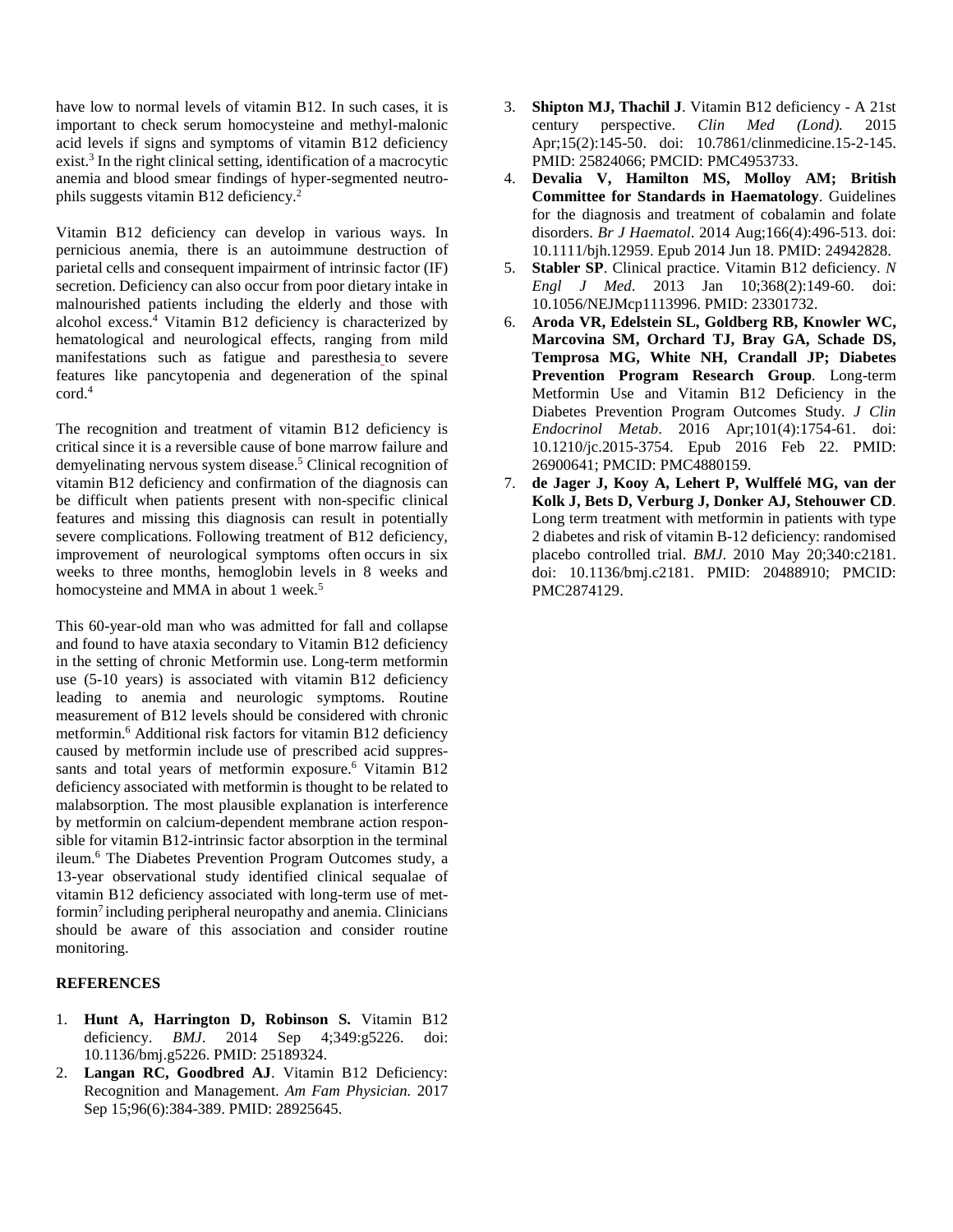have low to normal levels of vitamin B12. In such cases, it is important to check serum homocysteine and methyl-malonic acid levels if signs and symptoms of vitamin B12 deficiency exist.[3] In the right clinical setting, identification of a macrocytic anemia and blood smear findings of hyper-segmented neutrophils suggests vitamin B12 deficiency.[2]

Vitamin B12 deficiency can develop in various ways. In pernicious anemia, there is an autoimmune destruction of parietal cells and consequent impairment of intrinsic factor (IF) secretion. Deficiency can also occur from poor dietary intake in malnourished patients including the elderly and those with alcohol excess.[4] Vitamin B12 deficiency is characterized by hematological and neurological effects, ranging from mild manifestations such as fatigue and paresthesia to severe features like pancytopenia and degeneration of the spinal cord.[4]

The recognition and treatment of vitamin B12 deficiency is critical since it is a reversible cause of bone marrow failure and demyelinating nervous system disease.[5] Clinical recognition of vitamin B12 deficiency and confirmation of the diagnosis can be difficult when patients present with non-specific clinical features and missing this diagnosis can result in potentially severe complications. Following treatment of B12 deficiency, improvement of neurological symptoms often occurs in six weeks to three months, hemoglobin levels in 8 weeks and homocysteine and MMA in about 1 week.[5]

This 60-year-old man who was admitted for fall and collapse and found to have ataxia secondary to Vitamin B12 deficiency in the setting of chronic Metformin use. Long-term metformin use (5-10 years) is associated with vitamin B12 deficiency leading to anemia and neurologic symptoms. Routine measurement of B12 levels should be considered with chronic metformin.[6] Additional risk factors for vitamin B12 deficiency caused by metformin include use of prescribed acid suppressants and total years of metformin exposure.[6] Vitamin B12 deficiency associated with metformin is thought to be related to malabsorption. The most plausible explanation is interference by metformin on calcium-dependent membrane action responsible for vitamin B12-intrinsic factor absorption in the terminal ileum.[6] The Diabetes Prevention Program Outcomes study, a 13-year observational study identified clinical sequalae of vitamin B12 deficiency associated with long-term use of metformin[7] including peripheral neuropathy and anemia. Clinicians should be aware of this association and consider routine monitoring.

## REFERENCES

1. **Hunt A, Harrington D, Robinson S.** Vitamin B12 deficiency. *BMJ*. 2014 Sep 4;349:g5226. doi: 10.1136/bmj.g5226. PMID: 25189324.
2. **Langan RC, Goodbred AJ**. Vitamin B12 Deficiency: Recognition and Management. *Am Fam Physician.* 2017 Sep 15;96(6):384-389. PMID: 28925645.
3. **Shipton MJ, Thachil J**. Vitamin B12 deficiency - A 21st century perspective. *Clin Med (Lond).* 2015 Apr;15(2):145-50. doi: 10.7861/clinmedicine.15-2-145. PMID: 25824066; PMCID: PMC4953733.
4. **Devalia V, Hamilton MS, Molloy AM; British Committee for Standards in Haematology**. Guidelines for the diagnosis and treatment of cobalamin and folate disorders. *Br J Haematol*. 2014 Aug;166(4):496-513. doi: 10.1111/bjh.12959. Epub 2014 Jun 18. PMID: 24942828.
5. **Stabler SP**. Clinical practice. Vitamin B12 deficiency. *N Engl J Med*. 2013 Jan 10;368(2):149-60. doi: 10.1056/NEJMcp1113996. PMID: 23301732.
6. **Aroda VR, Edelstein SL, Goldberg RB, Knowler WC, Marcovina SM, Orchard TJ, Bray GA, Schade DS, Temprosa MG, White NH, Crandall JP; Diabetes Prevention Program Research Group**. Long-term Metformin Use and Vitamin B12 Deficiency in the Diabetes Prevention Program Outcomes Study. *J Clin Endocrinol Metab*. 2016 Apr;101(4):1754-61. doi: 10.1210/jc.2015-3754. Epub 2016 Feb 22. PMID: 26900641; PMCID: PMC4880159.
7. **de Jager J, Kooy A, Lehert P, Wulffelé MG, van der Kolk J, Bets D, Verburg J, Donker AJ, Stehouwer CD**. Long term treatment with metformin in patients with type 2 diabetes and risk of vitamin B-12 deficiency: randomised placebo controlled trial. *BMJ*. 2010 May 20;340:c2181. doi: 10.1136/bmj.c2181. PMID: 20488910; PMCID: PMC2874129.